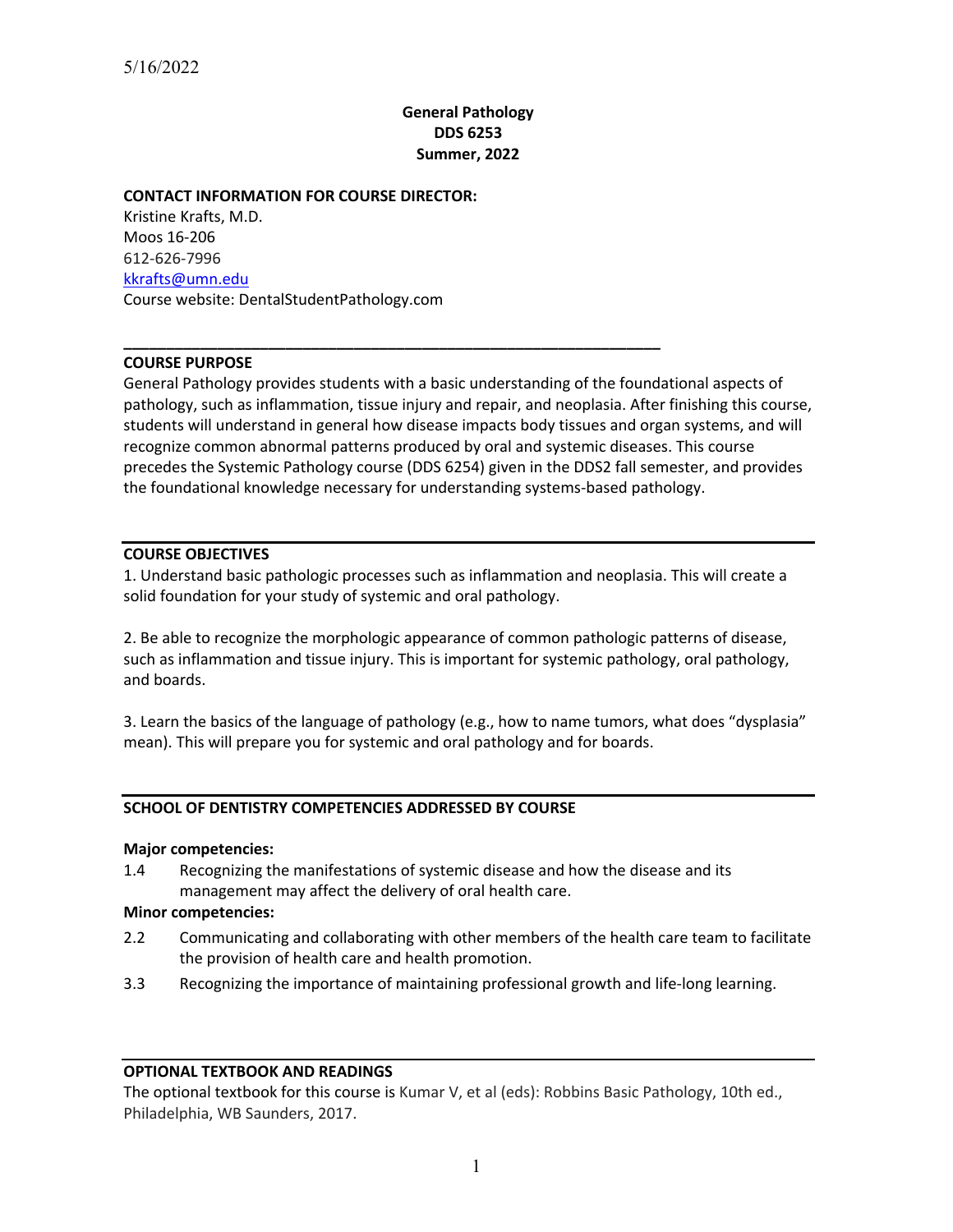5/16/2022

# General Pathology
## DDS 6253
## Summer, 2022

**CONTACT INFORMATION FOR COURSE DIRECTOR:**
Kristine Krafts, M.D.
Moos 16-206
612-626-7996
kkrafts@umn.edu
Course website: DentalStudentPathology.com

---

## COURSE PURPOSE

General Pathology provides students with a basic understanding of the foundational aspects of pathology, such as inflammation, tissue injury and repair, and neoplasia. After finishing this course, students will understand in general how disease impacts body tissues and organ systems, and will recognize common abnormal patterns produced by oral and systemic diseases. This course precedes the Systemic Pathology course (DDS 6254) given in the DDS2 fall semester, and provides the foundational knowledge necessary for understanding systems-based pathology.

## COURSE OBJECTIVES

1. Understand basic pathologic processes such as inflammation and neoplasia. This will create a solid foundation for your study of systemic and oral pathology.

2. Be able to recognize the morphologic appearance of common pathologic patterns of disease, such as inflammation and tissue injury. This is important for systemic pathology, oral pathology, and boards.

3. Learn the basics of the language of pathology (e.g., how to name tumors, what does "dysplasia" mean). This will prepare you for systemic and oral pathology and for boards.

## SCHOOL OF DENTISTRY COMPETENCIES ADDRESSED BY COURSE

**Major competencies:**

1.4 Recognizing the manifestations of systemic disease and how the disease and its management may affect the delivery of oral health care.

**Minor competencies:**

2.2 Communicating and collaborating with other members of the health care team to facilitate the provision of health care and health promotion.

3.3 Recognizing the importance of maintaining professional growth and life-long learning.

## OPTIONAL TEXTBOOK AND READINGS

The optional textbook for this course is Kumar V, et al (eds): Robbins Basic Pathology, 10th ed., Philadelphia, WB Saunders, 2017.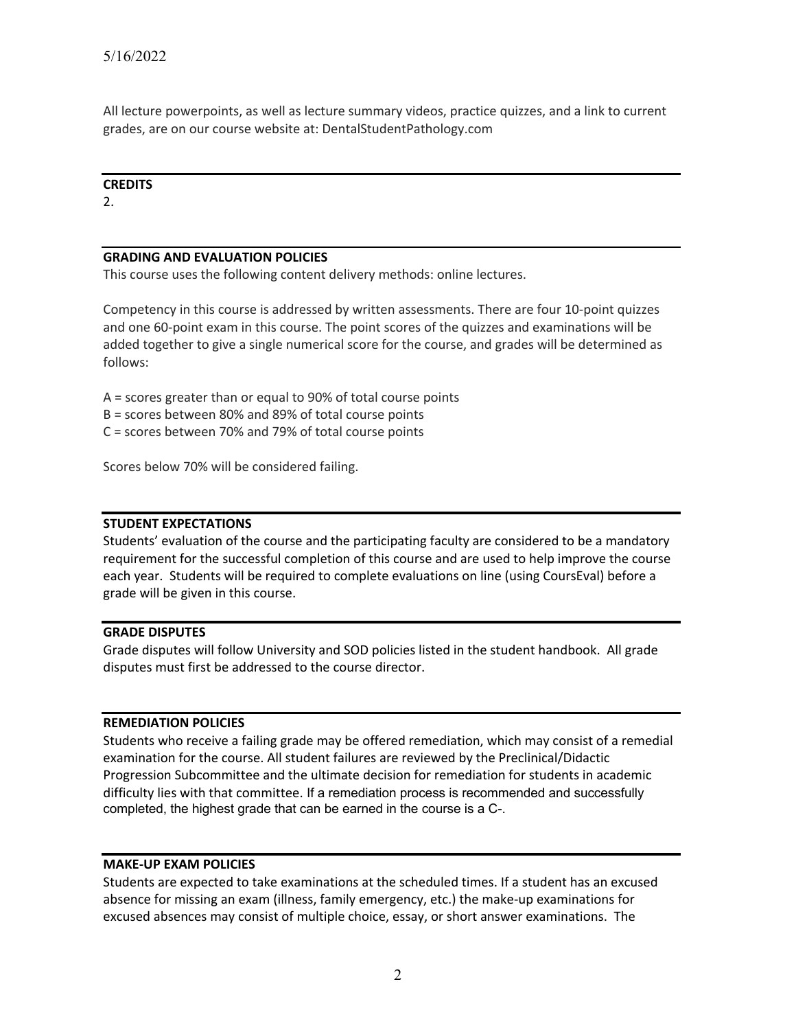All lecture powerpoints, as well as lecture summary videos, practice quizzes, and a link to current grades, are on our course website at: DentalStudentPathology.com

## CREDITS

2.

## GRADING AND EVALUATION POLICIES

This course uses the following content delivery methods: online lectures.

Competency in this course is addressed by written assessments. There are four 10-point quizzes and one 60-point exam in this course. The point scores of the quizzes and examinations will be added together to give a single numerical score for the course, and grades will be determined as follows:

A = scores greater than or equal to 90% of total course points
B = scores between 80% and 89% of total course points
C = scores between 70% and 79% of total course points

Scores below 70% will be considered failing.

## STUDENT EXPECTATIONS

Students' evaluation of the course and the participating faculty are considered to be a mandatory requirement for the successful completion of this course and are used to help improve the course each year. Students will be required to complete evaluations on line (using CoursEval) before a grade will be given in this course.

## GRADE DISPUTES

Grade disputes will follow University and SOD policies listed in the student handbook. All grade disputes must first be addressed to the course director.

## REMEDIATION POLICIES

Students who receive a failing grade may be offered remediation, which may consist of a remedial examination for the course. All student failures are reviewed by the Preclinical/Didactic Progression Subcommittee and the ultimate decision for remediation for students in academic difficulty lies with that committee. If a remediation process is recommended and successfully completed, the highest grade that can be earned in the course is a C-.

## MAKE-UP EXAM POLICIES

Students are expected to take examinations at the scheduled times. If a student has an excused absence for missing an exam (illness, family emergency, etc.) the make-up examinations for excused absences may consist of multiple choice, essay, or short answer examinations. The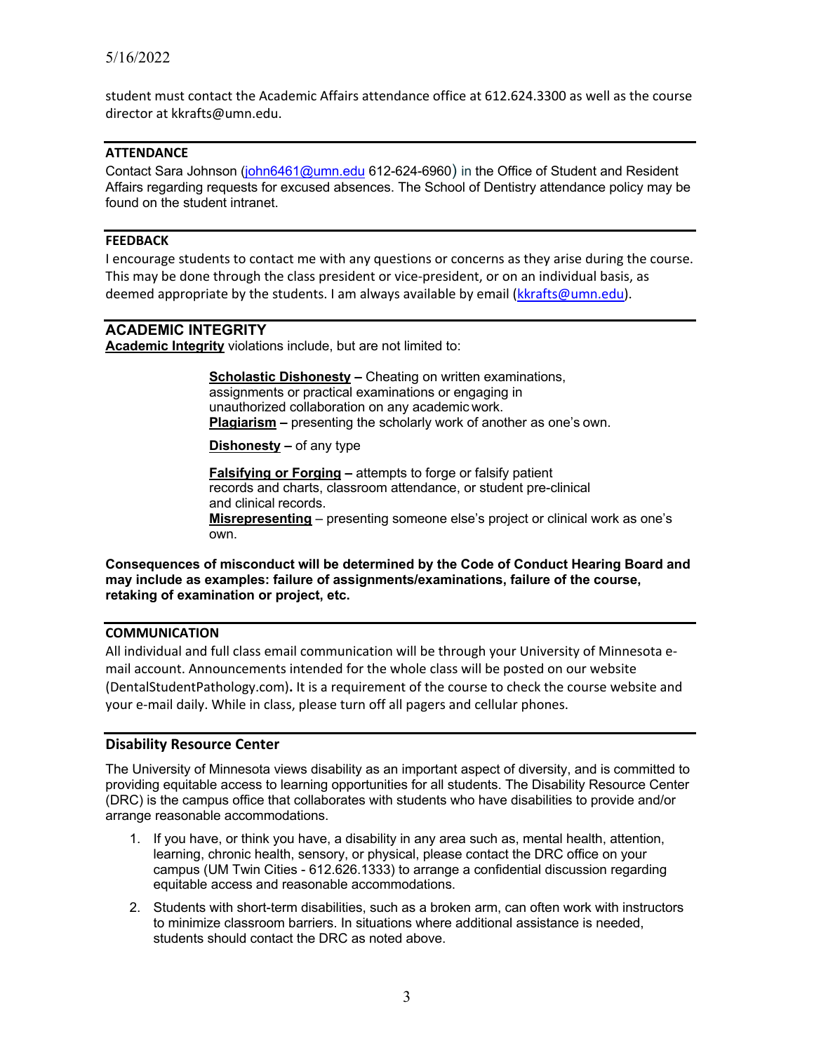student must contact the Academic Affairs attendance office at 612.624.3300 as well as the course director at kkrafts@umn.edu.

## ATTENDANCE

Contact Sara Johnson (john6461@umn.edu 612-624-6960) in the Office of Student and Resident Affairs regarding requests for excused absences. The School of Dentistry attendance policy may be found on the student intranet.

## FEEDBACK

I encourage students to contact me with any questions or concerns as they arise during the course. This may be done through the class president or vice-president, or on an individual basis, as deemed appropriate by the students. I am always available by email (kkrafts@umn.edu).

## ACADEMIC INTEGRITY

**Academic Integrity** violations include, but are not limited to:

> **Scholastic Dishonesty –** Cheating on written examinations, assignments or practical examinations or engaging in unauthorized collaboration on any academic work.
> **Plagiarism –** presenting the scholarly work of another as one's own.
>
> **Dishonesty –** of any type
>
> **Falsifying or Forging –** attempts to forge or falsify patient records and charts, classroom attendance, or student pre-clinical and clinical records.
> **Misrepresenting** – presenting someone else's project or clinical work as one's own.

**Consequences of misconduct will be determined by the Code of Conduct Hearing Board and may include as examples: failure of assignments/examinations, failure of the course, retaking of examination or project, etc.**

## COMMUNICATION

All individual and full class email communication will be through your University of Minnesota e-mail account. Announcements intended for the whole class will be posted on our website (DentalStudentPathology.com). It is a requirement of the course to check the course website and your e-mail daily. While in class, please turn off all pagers and cellular phones.

## Disability Resource Center

The University of Minnesota views disability as an important aspect of diversity, and is committed to providing equitable access to learning opportunities for all students. The Disability Resource Center (DRC) is the campus office that collaborates with students who have disabilities to provide and/or arrange reasonable accommodations.

1. If you have, or think you have, a disability in any area such as, mental health, attention, learning, chronic health, sensory, or physical, please contact the DRC office on your campus (UM Twin Cities - 612.626.1333) to arrange a confidential discussion regarding equitable access and reasonable accommodations.
2. Students with short-term disabilities, such as a broken arm, can often work with instructors to minimize classroom barriers. In situations where additional assistance is needed, students should contact the DRC as noted above.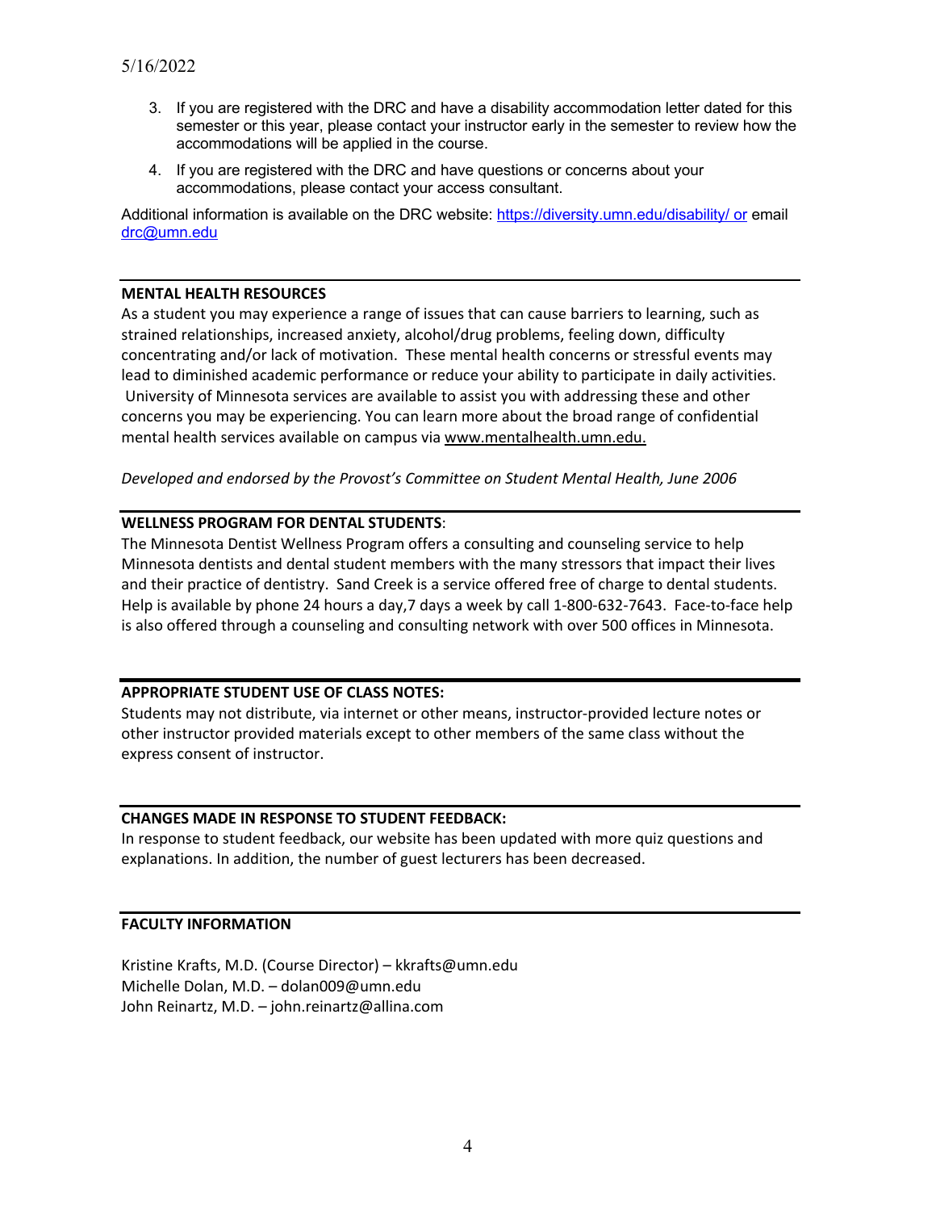3. If you are registered with the DRC and have a disability accommodation letter dated for this semester or this year, please contact your instructor early in the semester to review how the accommodations will be applied in the course.
4. If you are registered with the DRC and have questions or concerns about your accommodations, please contact your access consultant.

Additional information is available on the DRC website: https://diversity.umn.edu/disability/ or email drc@umn.edu

**MENTAL HEALTH RESOURCES**

As a student you may experience a range of issues that can cause barriers to learning, such as strained relationships, increased anxiety, alcohol/drug problems, feeling down, difficulty concentrating and/or lack of motivation. These mental health concerns or stressful events may lead to diminished academic performance or reduce your ability to participate in daily activities. University of Minnesota services are available to assist you with addressing these and other concerns you may be experiencing. You can learn more about the broad range of confidential mental health services available on campus via www.mentalhealth.umn.edu.

*Developed and endorsed by the Provost's Committee on Student Mental Health, June 2006*

**WELLNESS PROGRAM FOR DENTAL STUDENTS**:

The Minnesota Dentist Wellness Program offers a consulting and counseling service to help Minnesota dentists and dental student members with the many stressors that impact their lives and their practice of dentistry. Sand Creek is a service offered free of charge to dental students. Help is available by phone 24 hours a day,7 days a week by call 1-800-632-7643. Face-to-face help is also offered through a counseling and consulting network with over 500 offices in Minnesota.

**APPROPRIATE STUDENT USE OF CLASS NOTES:**

Students may not distribute, via internet or other means, instructor-provided lecture notes or other instructor provided materials except to other members of the same class without the express consent of instructor.

**CHANGES MADE IN RESPONSE TO STUDENT FEEDBACK:**

In response to student feedback, our website has been updated with more quiz questions and explanations. In addition, the number of guest lecturers has been decreased.

**FACULTY INFORMATION**

Kristine Krafts, M.D. (Course Director) – kkrafts@umn.edu
Michelle Dolan, M.D. – dolan009@umn.edu
John Reinartz, M.D. – john.reinartz@allina.com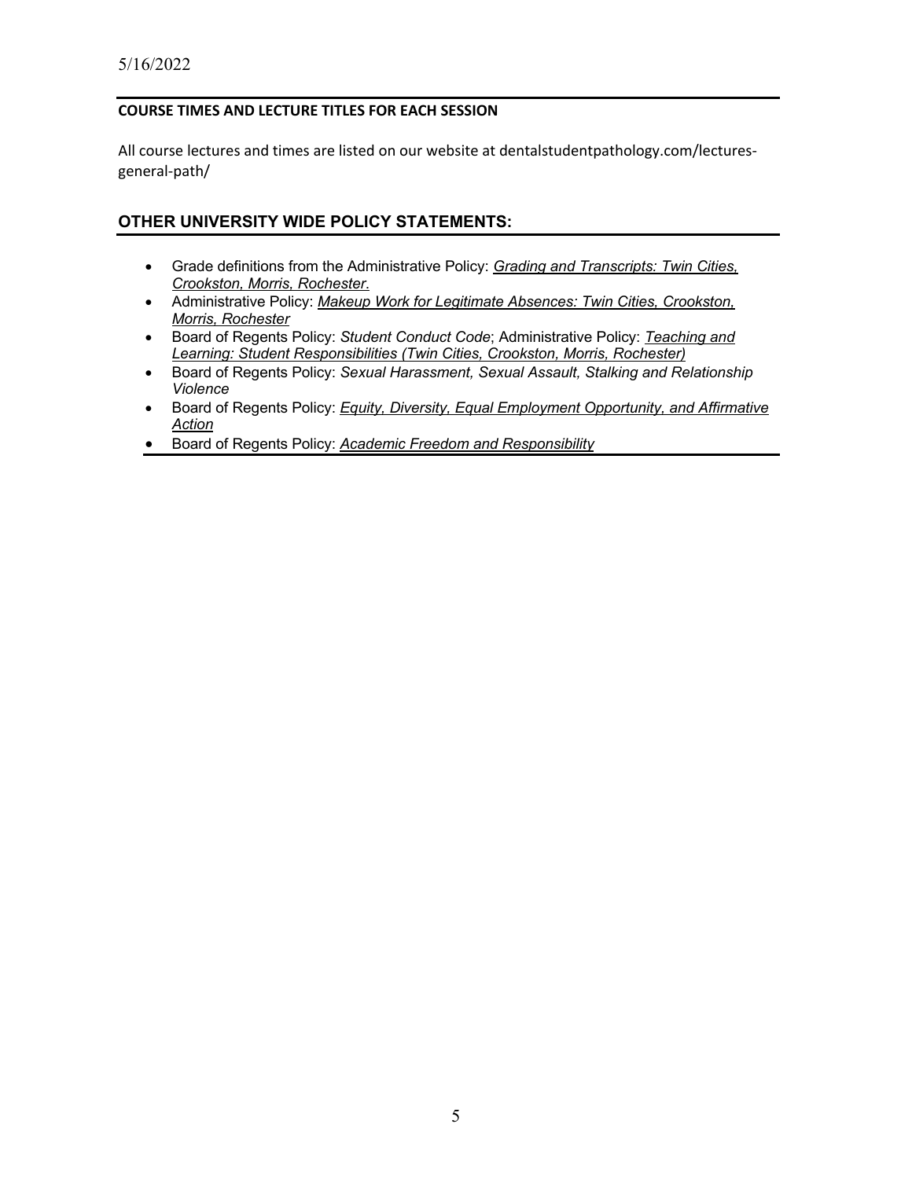5/16/2022

## COURSE TIMES AND LECTURE TITLES FOR EACH SESSION

All course lectures and times are listed on our website at dentalstudentpathology.com/lectures-general-path/

## OTHER UNIVERSITY WIDE POLICY STATEMENTS:

- Grade definitions from the Administrative Policy: *Grading and Transcripts: Twin Cities, Crookston, Morris, Rochester.*
- Administrative Policy: *Makeup Work for Legitimate Absences: Twin Cities, Crookston, Morris, Rochester*
- Board of Regents Policy: *Student Conduct Code*; Administrative Policy: *Teaching and Learning: Student Responsibilities (Twin Cities, Crookston, Morris, Rochester)*
- Board of Regents Policy: *Sexual Harassment, Sexual Assault, Stalking and Relationship Violence*
- Board of Regents Policy: *Equity, Diversity, Equal Employment Opportunity, and Affirmative Action*
- Board of Regents Policy: *Academic Freedom and Responsibility*